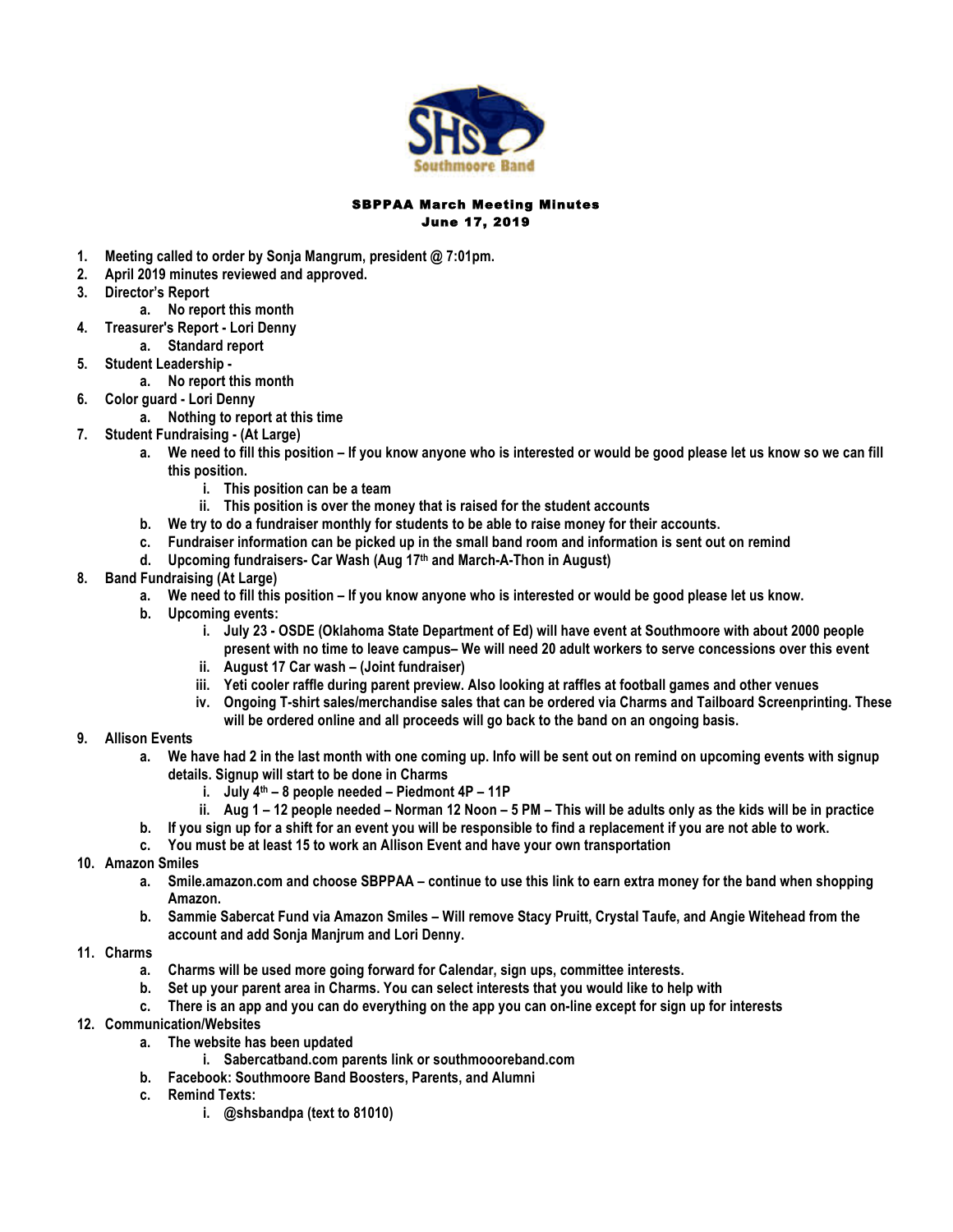# SBPPAA March Meeting Minutes
## June 17, 2019

1. Meeting called to order by Sonja Mangrum, president @ 7:01pm.
2. April 2019 minutes reviewed and approved.
3. Director's Report
   a. No report this month
4. Treasurer's Report - Lori Denny
   a. Standard report
5. Student Leadership -
   a. No report this month
6. Color guard - Lori Denny
   a. Nothing to report at this time
7. Student Fundraising - (At Large)
   a. We need to fill this position – If you know anyone who is interested or would be good please let us know so we can fill this position.
      i. This position can be a team
      ii. This position is over the money that is raised for the student accounts
   b. We try to do a fundraiser monthly for students to be able to raise money for their accounts.
   c. Fundraiser information can be picked up in the small band room and information is sent out on remind
   d. Upcoming fundraisers- Car Wash (Aug 17th and March-A-Thon in August)
8. Band Fundraising (At Large)
   a. We need to fill this position – If you know anyone who is interested or would be good please let us know.
   b. Upcoming events:
      i. July 23 - OSDE (Oklahoma State Department of Ed) will have event at Southmoore with about 2000 people present with no time to leave campus– We will need 20 adult workers to serve concessions over this event
      ii. August 17 Car wash – (Joint fundraiser)
      iii. Yeti cooler raffle during parent preview. Also looking at raffles at football games and other venues
      iv. Ongoing T-shirt sales/merchandise sales that can be ordered via Charms and Tailboard Screenprinting. These will be ordered online and all proceeds will go back to the band on an ongoing basis.
9. Allison Events
   a. We have had 2 in the last month with one coming up. Info will be sent out on remind on upcoming events with signup details. Signup will start to be done in Charms
      i. July 4th – 8 people needed – Piedmont 4P – 11P
      ii. Aug 1 – 12 people needed – Norman 12 Noon – 5 PM – This will be adults only as the kids will be in practice
   b. If you sign up for a shift for an event you will be responsible to find a replacement if you are not able to work.
   c. You must be at least 15 to work an Allison Event and have your own transportation
10. Amazon Smiles
    a. Smile.amazon.com and choose SBPPAA – continue to use this link to earn extra money for the band when shopping Amazon.
    b. Sammie Sabercat Fund via Amazon Smiles – Will remove Stacy Pruitt, Crystal Taufe, and Angie Witehead from the account and add Sonja Manjrum and Lori Denny.
11. Charms
    a. Charms will be used more going forward for Calendar, sign ups, committee interests.
    b. Set up your parent area in Charms. You can select interests that you would like to help with
    c. There is an app and you can do everything on the app you can on-line except for sign up for interests
12. Communication/Websites
    a. The website has been updated
       i. Sabercatband.com parents link or southmoooreband.com
    b. Facebook: Southmoore Band Boosters, Parents, and Alumni
    c. Remind Texts:
       i. @shsbandpa (text to 81010)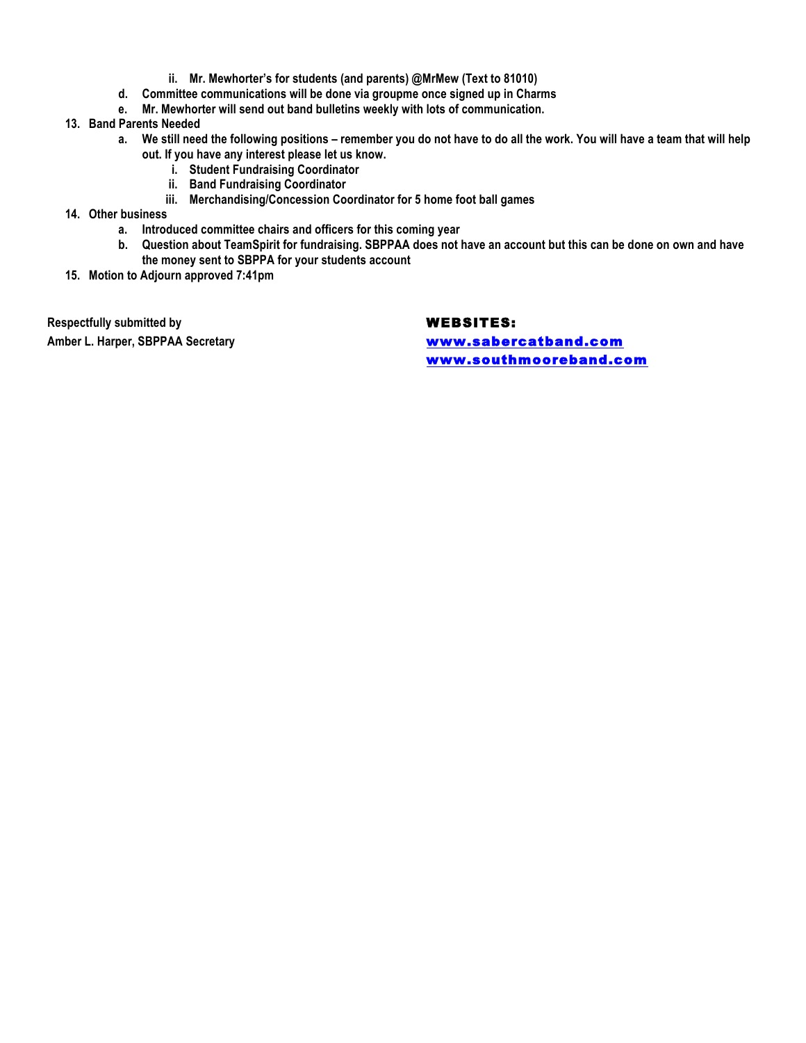- ii. Mr. Mewhorter's for students (and parents) @MrMew (Text to 81010)
  - d. Committee communications will be done via groupme once signed up in Charms
  - e. Mr. Mewhorter will send out band bulletins weekly with lots of communication.

13. **Band Parents Needed**
    - a. We still need the following positions – remember you do not have to do all the work. You will have a team that will help out. If you have any interest please let us know.
      - i. Student Fundraising Coordinator
      - ii. Band Fundraising Coordinator
      - iii. Merchandising/Concession Coordinator for 5 home foot ball games
14. **Other business**
    - a. Introduced committee chairs and officers for this coming year
    - b. Question about TeamSpirit for fundraising. SBPPAA does not have an account but this can be done on own and have the money sent to SBPPA for your students account
15. **Motion to Adjourn approved 7:41pm**

**Respectfully submitted by**
**Amber L. Harper, SBPPAA Secretary**

**WEBSITES:**
[www.sabercatband.com](http://www.sabercatband.com)
[www.southmooreband.com](http://www.southmooreband.com)